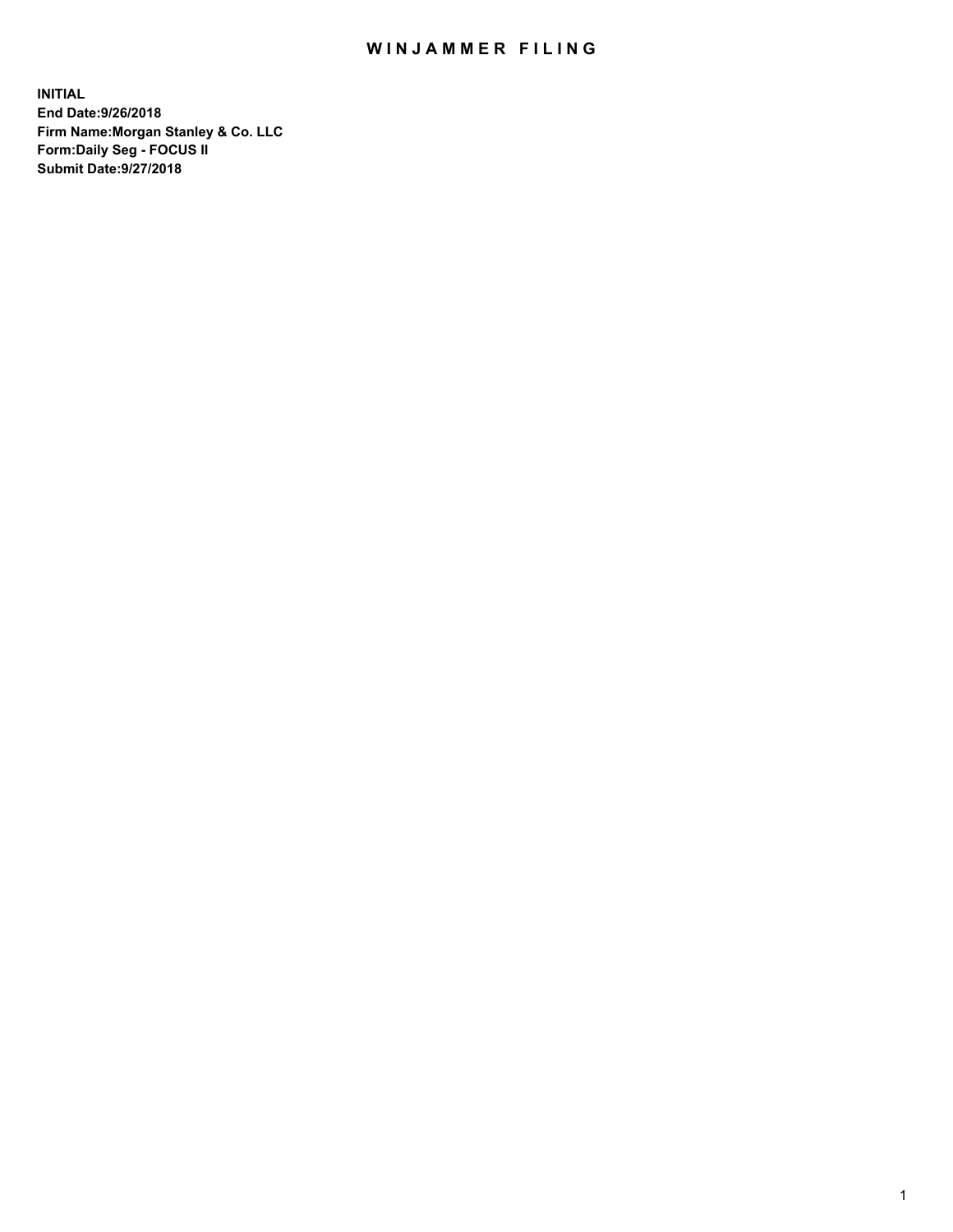# WINJAMMER FILING

**INITIAL**
**End Date:9/26/2018**
**Firm Name:Morgan Stanley & Co. LLC**
**Form:Daily Seg - FOCUS II**
**Submit Date:9/27/2018**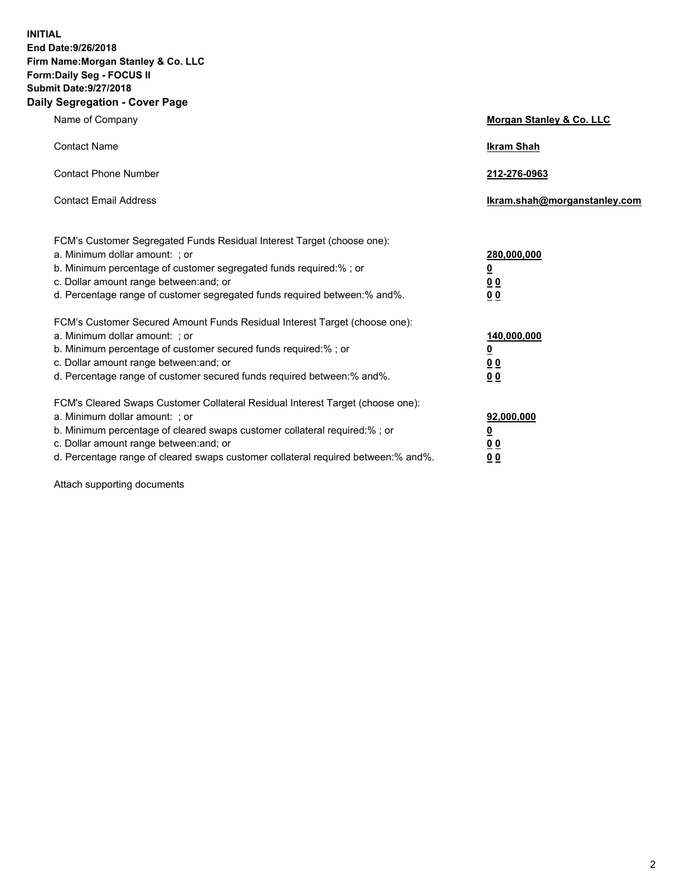**INITIAL**
**End Date:9/26/2018**
**Firm Name:Morgan Stanley & Co. LLC**
**Form:Daily Seg - FOCUS II**
**Submit Date:9/27/2018**
**Daily Segregation - Cover Page**

| | |
|---|---|
| Name of Company | **Morgan Stanley & Co. LLC** |
| Contact Name | **Ikram Shah** |
| Contact Phone Number | **212-276-0963** |
| Contact Email Address | **Ikram.shah@morganstanley.com** |

| | |
|---|---|
| FCM's Customer Segregated Funds Residual Interest Target (choose one): | |
| a. Minimum dollar amount: ; or | **280,000,000** |
| b. Minimum percentage of customer segregated funds required:% ; or | **0** |
| c. Dollar amount range between:and; or | **0 0** |
| d. Percentage range of customer segregated funds required between:% and%. | **0 0** |
| FCM's Customer Secured Amount Funds Residual Interest Target (choose one): | |
| a. Minimum dollar amount: ; or | **140,000,000** |
| b. Minimum percentage of customer secured funds required:% ; or | **0** |
| c. Dollar amount range between:and; or | **0 0** |
| d. Percentage range of customer secured funds required between:% and%. | **0 0** |
| FCM's Cleared Swaps Customer Collateral Residual Interest Target (choose one): | |
| a. Minimum dollar amount: ; or | **92,000,000** |
| b. Minimum percentage of cleared swaps customer collateral required:% ; or | **0** |
| c. Dollar amount range between:and; or | **0 0** |
| d. Percentage range of cleared swaps customer collateral required between:% and%. | **0 0** |

Attach supporting documents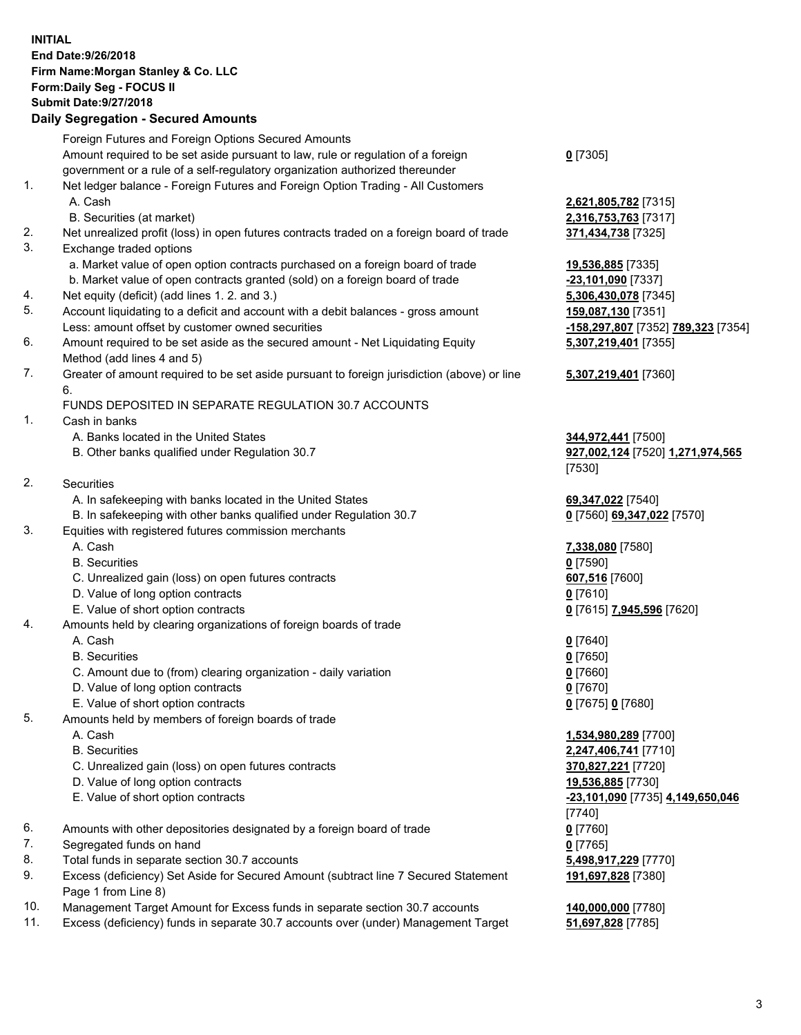**INITIAL**
**End Date:9/26/2018**
**Firm Name:Morgan Stanley & Co. LLC**
**Form:Daily Seg - FOCUS II**
**Submit Date:9/27/2018**

**Daily Segregation - Secured Amounts**

| | | |
|---|---|---|
| | Foreign Futures and Foreign Options Secured Amounts | |
| | Amount required to be set aside pursuant to law, rule or regulation of a foreign government or a rule of a self-regulatory organization authorized thereunder | **0** [7305] |
| 1. | Net ledger balance - Foreign Futures and Foreign Option Trading - All Customers | |
| | A. Cash | **2,621,805,782** [7315] |
| | B. Securities (at market) | **2,316,753,763** [7317] |
| 2. | Net unrealized profit (loss) in open futures contracts traded on a foreign board of trade | **371,434,738** [7325] |
| 3. | Exchange traded options | |
| | a. Market value of open option contracts purchased on a foreign board of trade | **19,536,885** [7335] |
| | b. Market value of open contracts granted (sold) on a foreign board of trade | **-23,101,090** [7337] |
| 4. | Net equity (deficit) (add lines 1. 2. and 3.) | **5,306,430,078** [7345] |
| 5. | Account liquidating to a deficit and account with a debit balances - gross amount | **159,087,130** [7351] |
| | Less: amount offset by customer owned securities | **-158,297,807** [7352] **789,323** [7354] |
| 6. | Amount required to be set aside as the secured amount - Net Liquidating Equity Method (add lines 4 and 5) | **5,307,219,401** [7355] |
| 7. | Greater of amount required to be set aside pursuant to foreign jurisdiction (above) or line 6. | **5,307,219,401** [7360] |
| | FUNDS DEPOSITED IN SEPARATE REGULATION 30.7 ACCOUNTS | |
| 1. | Cash in banks | |
| | A. Banks located in the United States | **344,972,441** [7500] |
| | B. Other banks qualified under Regulation 30.7 | **927,002,124** [7520] **1,271,974,565** [7530] |
| 2. | Securities | |
| | A. In safekeeping with banks located in the United States | **69,347,022** [7540] |
| | B. In safekeeping with other banks qualified under Regulation 30.7 | **0** [7560] **69,347,022** [7570] |
| 3. | Equities with registered futures commission merchants | |
| | A. Cash | **7,338,080** [7580] |
| | B. Securities | **0** [7590] |
| | C. Unrealized gain (loss) on open futures contracts | **607,516** [7600] |
| | D. Value of long option contracts | **0** [7610] |
| | E. Value of short option contracts | **0** [7615] **7,945,596** [7620] |
| 4. | Amounts held by clearing organizations of foreign boards of trade | |
| | A. Cash | **0** [7640] |
| | B. Securities | **0** [7650] |
| | C. Amount due to (from) clearing organization - daily variation | **0** [7660] |
| | D. Value of long option contracts | **0** [7670] |
| | E. Value of short option contracts | **0** [7675] **0** [7680] |
| 5. | Amounts held by members of foreign boards of trade | |
| | A. Cash | **1,534,980,289** [7700] |
| | B. Securities | **2,247,406,741** [7710] |
| | C. Unrealized gain (loss) on open futures contracts | **370,827,221** [7720] |
| | D. Value of long option contracts | **19,536,885** [7730] |
| | E. Value of short option contracts | **-23,101,090** [7735] **4,149,650,046** [7740] |
| 6. | Amounts with other depositories designated by a foreign board of trade | **0** [7760] |
| 7. | Segregated funds on hand | **0** [7765] |
| 8. | Total funds in separate section 30.7 accounts | **5,498,917,229** [7770] |
| 9. | Excess (deficiency) Set Aside for Secured Amount (subtract line 7 Secured Statement Page 1 from Line 8) | **191,697,828** [7380] |
| 10. | Management Target Amount for Excess funds in separate section 30.7 accounts | **140,000,000** [7780] |
| 11. | Excess (deficiency) funds in separate 30.7 accounts over (under) Management Target | **51,697,828** [7785] |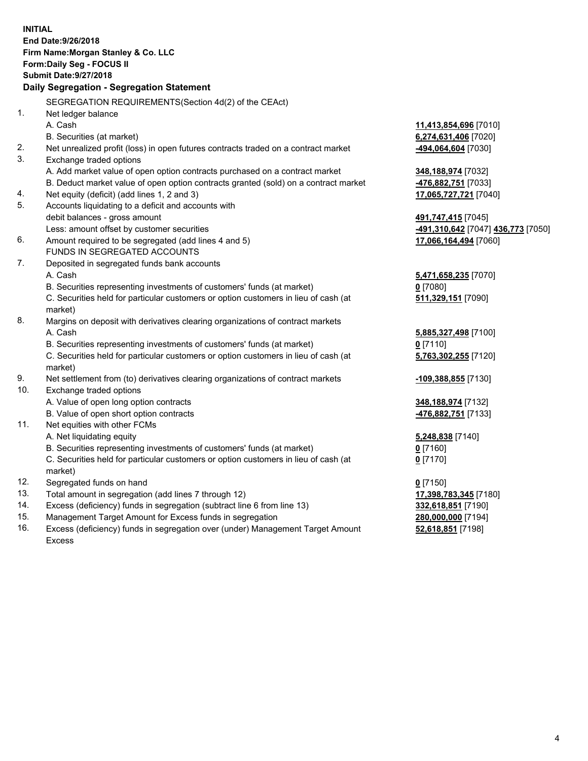**INITIAL**
**End Date:9/26/2018**
**Firm Name:Morgan Stanley & Co. LLC**
**Form:Daily Seg - FOCUS II**
**Submit Date:9/27/2018**

**Daily Segregation - Segregation Statement**

SEGREGATION REQUIREMENTS(Section 4d(2) of the CEAct)

| | | |
|---|---|---|
| 1. | Net ledger balance | |
| | A. Cash | **11,413,854,696** [7010] |
| | B. Securities (at market) | **6,274,631,406** [7020] |
| 2. | Net unrealized profit (loss) in open futures contracts traded on a contract market | **-494,064,604** [7030] |
| 3. | Exchange traded options | |
| | A. Add market value of open option contracts purchased on a contract market | **348,188,974** [7032] |
| | B. Deduct market value of open option contracts granted (sold) on a contract market | **-476,882,751** [7033] |
| 4. | Net equity (deficit) (add lines 1, 2 and 3) | **17,065,727,721** [7040] |
| 5. | Accounts liquidating to a deficit and accounts with debit balances - gross amount | **491,747,415** [7045] |
| | Less: amount offset by customer securities | **-491,310,642** [7047] **436,773** [7050] |
| 6. | Amount required to be segregated (add lines 4 and 5) | **17,066,164,494** [7060] |
| | FUNDS IN SEGREGATED ACCOUNTS | |
| 7. | Deposited in segregated funds bank accounts | |
| | A. Cash | **5,471,658,235** [7070] |
| | B. Securities representing investments of customers' funds (at market) | **0** [7080] |
| | C. Securities held for particular customers or option customers in lieu of cash (at market) | **511,329,151** [7090] |
| 8. | Margins on deposit with derivatives clearing organizations of contract markets | |
| | A. Cash | **5,885,327,498** [7100] |
| | B. Securities representing investments of customers' funds (at market) | **0** [7110] |
| | C. Securities held for particular customers or option customers in lieu of cash (at market) | **5,763,302,255** [7120] |
| 9. | Net settlement from (to) derivatives clearing organizations of contract markets | **-109,388,855** [7130] |
| 10. | Exchange traded options | |
| | A. Value of open long option contracts | **348,188,974** [7132] |
| | B. Value of open short option contracts | **-476,882,751** [7133] |
| 11. | Net equities with other FCMs | |
| | A. Net liquidating equity | **5,248,838** [7140] |
| | B. Securities representing investments of customers' funds (at market) | **0** [7160] |
| | C. Securities held for particular customers or option customers in lieu of cash (at market) | **0** [7170] |
| 12. | Segregated funds on hand | **0** [7150] |
| 13. | Total amount in segregation (add lines 7 through 12) | **17,398,783,345** [7180] |
| 14. | Excess (deficiency) funds in segregation (subtract line 6 from line 13) | **332,618,851** [7190] |
| 15. | Management Target Amount for Excess funds in segregation | **280,000,000** [7194] |
| 16. | Excess (deficiency) funds in segregation over (under) Management Target Amount Excess | **52,618,851** [7198] |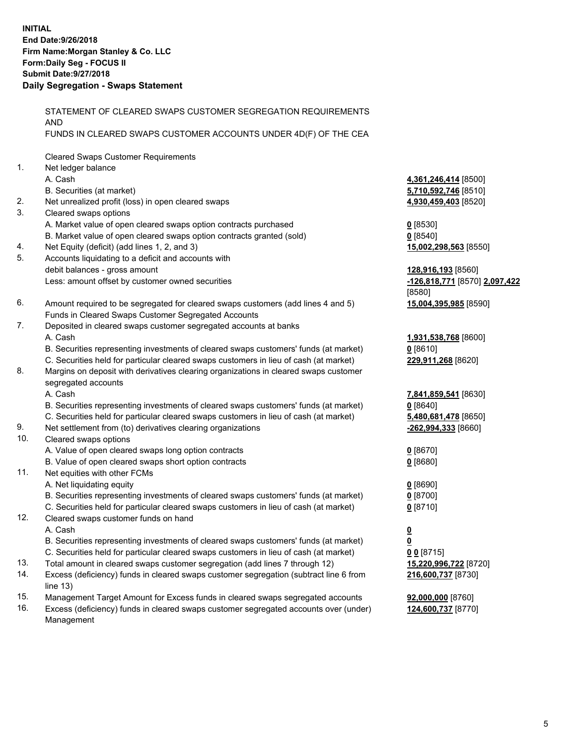**INITIAL**
**End Date:9/26/2018**
**Firm Name:Morgan Stanley & Co. LLC**
**Form:Daily Seg - FOCUS II**
**Submit Date:9/27/2018**
**Daily Segregation - Swaps Statement**

STATEMENT OF CLEARED SWAPS CUSTOMER SEGREGATION REQUIREMENTS AND FUNDS IN CLEARED SWAPS CUSTOMER ACCOUNTS UNDER 4D(F) OF THE CEA

| | | |
|---|---|---|
| | Cleared Swaps Customer Requirements | |
| 1. | Net ledger balance | |
| | A. Cash | **4,361,246,414** [8500] |
| | B. Securities (at market) | **5,710,592,746** [8510] |
| 2. | Net unrealized profit (loss) in open cleared swaps | **4,930,459,403** [8520] |
| 3. | Cleared swaps options | |
| | A. Market value of open cleared swaps option contracts purchased | **0** [8530] |
| | B. Market value of open cleared swaps option contracts granted (sold) | **0** [8540] |
| 4. | Net Equity (deficit) (add lines 1, 2, and 3) | **15,002,298,563** [8550] |
| 5. | Accounts liquidating to a deficit and accounts with debit balances - gross amount | **128,916,193** [8560] |
| | Less: amount offset by customer owned securities | **-126,818,771** [8570] **2,097,422** [8580] |
| 6. | Amount required to be segregated for cleared swaps customers (add lines 4 and 5) | **15,004,395,985** [8590] |
| | Funds in Cleared Swaps Customer Segregated Accounts | |
| 7. | Deposited in cleared swaps customer segregated accounts at banks | |
| | A. Cash | **1,931,538,768** [8600] |
| | B. Securities representing investments of cleared swaps customers' funds (at market) | **0** [8610] |
| | C. Securities held for particular cleared swaps customers in lieu of cash (at market) | **229,911,268** [8620] |
| 8. | Margins on deposit with derivatives clearing organizations in cleared swaps customer segregated accounts | |
| | A. Cash | **7,841,859,541** [8630] |
| | B. Securities representing investments of cleared swaps customers' funds (at market) | **0** [8640] |
| | C. Securities held for particular cleared swaps customers in lieu of cash (at market) | **5,480,681,478** [8650] |
| 9. | Net settlement from (to) derivatives clearing organizations | **-262,994,333** [8660] |
| 10. | Cleared swaps options | |
| | A. Value of open cleared swaps long option contracts | **0** [8670] |
| | B. Value of open cleared swaps short option contracts | **0** [8680] |
| 11. | Net equities with other FCMs | |
| | A. Net liquidating equity | **0** [8690] |
| | B. Securities representing investments of cleared swaps customers' funds (at market) | **0** [8700] |
| | C. Securities held for particular cleared swaps customers in lieu of cash (at market) | **0** [8710] |
| 12. | Cleared swaps customer funds on hand | |
| | A. Cash | **0** |
| | B. Securities representing investments of cleared swaps customers' funds (at market) | **0** |
| | C. Securities held for particular cleared swaps customers in lieu of cash (at market) | **0** **0** [8715] |
| 13. | Total amount in cleared swaps customer segregation (add lines 7 through 12) | **15,220,996,722** [8720] |
| 14. | Excess (deficiency) funds in cleared swaps customer segregation (subtract line 6 from line 13) | **216,600,737** [8730] |
| 15. | Management Target Amount for Excess funds in cleared swaps segregated accounts | **92,000,000** [8760] |
| 16. | Excess (deficiency) funds in cleared swaps customer segregated accounts over (under) Management | **124,600,737** [8770] |